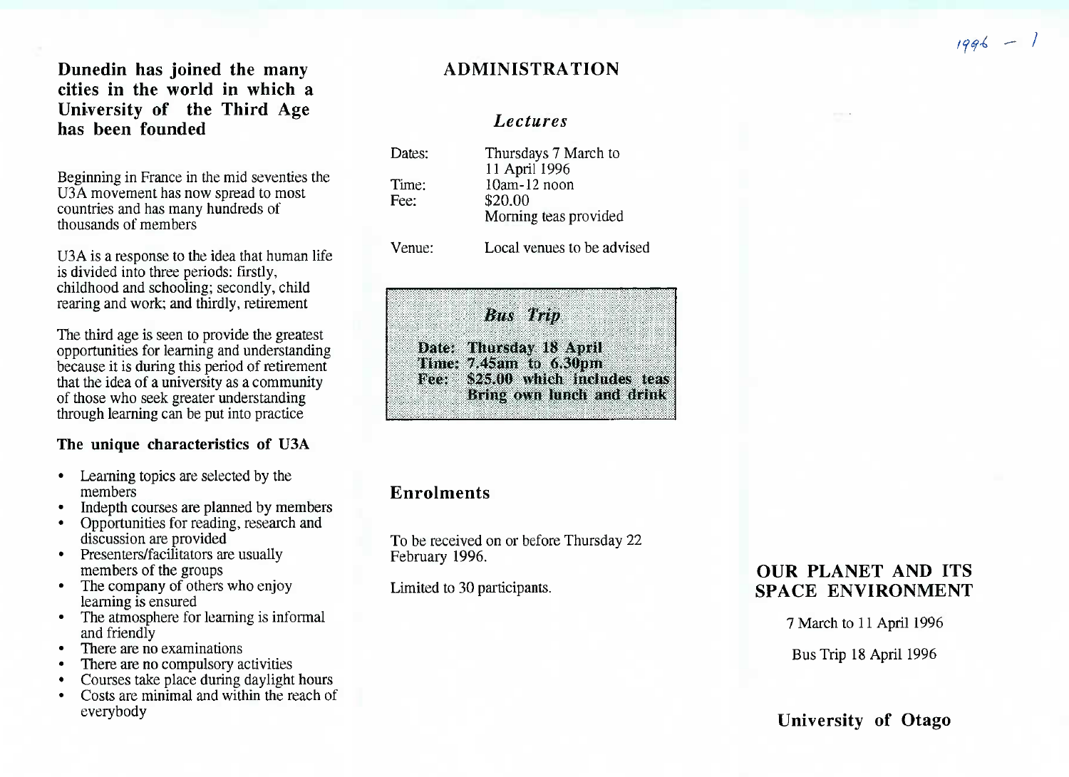1996 – 1

## Dunedin has joined the many cities in the world in which a University of the Third Age has been founded

Beginning in France in the mid seventies the U3A movement has now spread to most countries and has many hundreds of thousands of members

U3A is a response to the idea that human life is divided into three periods: firstly, childhood and schooling; secondly, child rearing and work; and thirdly, retirement

The third age is seen to provide the greatest opportunities for learning and understanding because it is during this period of retirement that the idea of a university as a community of those who seek greater understanding through learning can be put into practice

### The unique characteristics of U3A

- Learning topics are selected by the members
- Indepth courses are planned by members
- Opportunities for reading, research and discussion are provided
- Presenters/facilitators are usually members of the groups
- The company of others who enjoy learning is ensured
- The atmosphere for learning is informal and friendly
- There are no examinations
- There are no compulsory activities
- Courses take place during daylight hours
- Costs are minimal and within the reach of everybody

## ADMINISTRATION

### *Lectures*

Dates: Thursdays 7 March to 11 April 1996
Time: 10am-12 noon
Fee: $20.00
Morning teas provided

Venue: Local venues to be advised

### ***Bus Trip***

**Date: Thursday 18 April**
**Time: 7.45am to 6.30pm**
**Fee: $25.00 which includes teas**
**Bring own lunch and drink**

### Enrolments

To be received on or before Thursday 22 February 1996.

Limited to 30 participants.

## OUR PLANET AND ITS SPACE ENVIRONMENT

7 March to 11 April 1996

Bus Trip 18 April 1996

**University of Otago**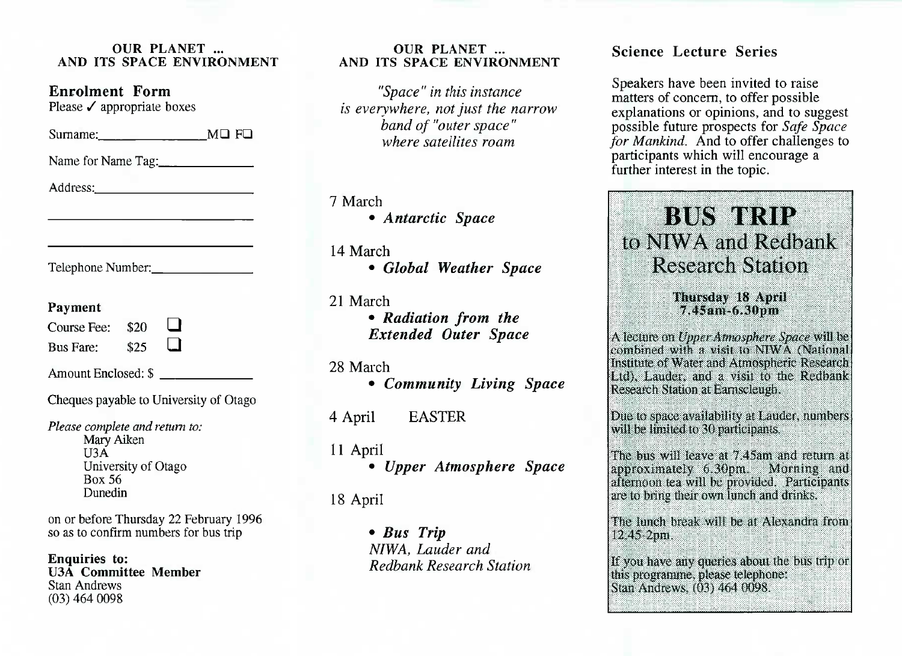# OUR PLANET ... AND ITS SPACE ENVIRONMENT

## Enrolment Form

Please ✓ appropriate boxes

Surname:________________ M❑ F❑

Name for Name Tag:______________

Address:________________________

________________________________

________________________________

Telephone Number:_______________

### Payment

Course Fee: $20 ❑

Bus Fare: $25 ❑

Amount Enclosed: $ ____________

Cheques payable to University of Otago

*Please complete and return to:*

Mary Aiken
U3A
University of Otago
Box 56
Dunedin

on or before Thursday 22 February 1996 so as to confirm numbers for bus trip

**Enquiries to:**
**U3A Committee Member**
Stan Andrews
(03) 464 0098

# OUR PLANET ... AND ITS SPACE ENVIRONMENT

*"Space" in this instance is everywhere, not just the narrow band of "outer space" where satellites roam*

7 March
- ***Antarctic Space***

14 March
- ***Global Weather Space***

21 March
- ***Radiation from the Extended Outer Space***

28 March
- ***Community Living Space***

4 April EASTER

11 April
- ***Upper Atmosphere Space***

18 April
- ***Bus Trip***
  *NIWA, Lauder and Redbank Research Station*

## Science Lecture Series

Speakers have been invited to raise matters of concern, to offer possible explanations or opinions, and to suggest possible future prospects for *Safe Space for Mankind.* And to offer challenges to participants which will encourage a further interest in the topic.

# BUS TRIP
## to NIWA and Redbank Research Station

**Thursday 18 April**
**7.45am-6.30pm**

A lecture on *Upper Atmosphere Space* will be combined with a visit to NIWA (National Institute of Water and Atmospheric Research Ltd), Lauder, and a visit to the Redbank Research Station at Earnscleugh.

Due to space availability at Lauder, numbers will be limited to 30 participants.

The bus will leave at 7.45am and return at approximately 6.30pm. Morning and afternoon tea will be provided. Participants are to bring their own lunch and drinks.

The lunch break will be at Alexandra from 12.45-2pm.

If you have any queries about the bus trip or this programme, please telephone: Stan Andrews, (03) 464 0098.